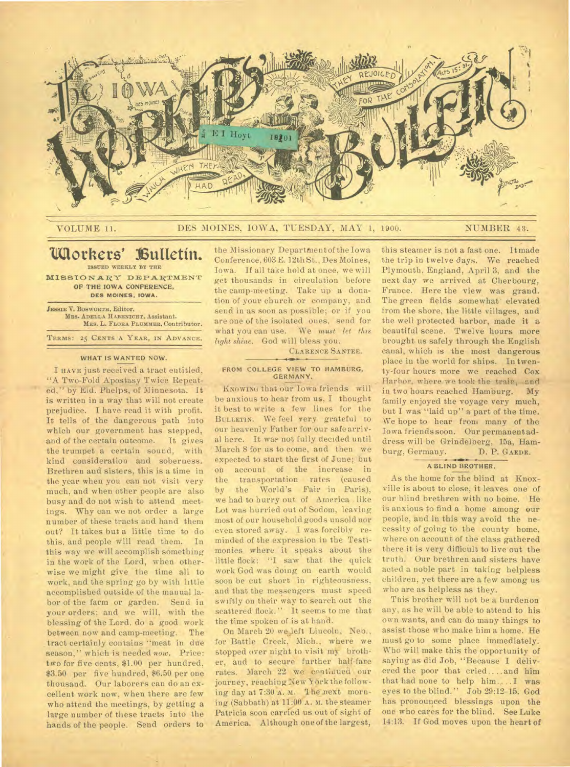# The Iowa Workers' Bulletin

VOLUME 11. DES MOINES, IOWA, TUESDAY, MAY 1, 1900. NUMBER 43.

## Workers' Bulletin.

ISSUED WEEKLY BY THE

MISSIONARY DEPARTMENT OF THE IOWA CONFERENCE, DES MOINES, IOWA.

JESSIE V. BOSWORTH, Editor.
MRS. ADELLA HABENICHT, Assistant.
MRS. L. FLORA PLUMMER, Contributor.

TERMS: 25 CENTS A YEAR, IN ADVANCE.

### WHAT IS WANTED NOW.

I HAVE just received a tract entitled, "A Two-Fold Apostasy Twice Repeated," by Eld. Phelps, of Minnesota. It is written in a way that will not create prejudice. I have read it with profit. It tells of the dangerous path into which our government has stepped, and of the certain outcome. It gives the trumpet a certain sound, with kind consideration and soberness. Brethren and sisters, this is a time in the year when you can not visit very much, and when other people are also busy and do not wish to attend meetings. Why can we not order a large number of these tracts and hand them out? It takes but a little time to do this, and people will read them. In this way we will accomplish something in the work of the Lord, when otherwise we might give the time all to work, and the spring go by with little accomplished outside of the manual labor of the farm or garden. Send in your orders; and we will, with the blessing of the Lord, do a good work between now and camp-meeting. The tract certainly contains "meat in due season," which is needed *now*. Price: two for five cents, $1.00 per hundred, $3.50 per five hundred, $6.50 per one thousand. Our laborers can do an excellent work now, when there are few who attend the meetings, by getting a large number of these tracts into the hands of the people. Send orders to the Missionary Department of the Iowa Conference, 603 E. 12th St., Des Moines, Iowa. If all take hold at once, we will get thousands in circulation before the camp-meeting. Take up a donation of your church or company, and send in as soon as possible; or if you are one of the isolated ones, send for what you can use. We *must let this light shine*. God will bless you.

CLARENCE SANTEE.

### FROM COLLEGE VIEW TO HAMBURG, GERMANY.

KNOWING that our Iowa friends will be anxious to hear from us, I thought it best to write a few lines for the BULLETIN. We feel very grateful to our heavenly Father for our safe arrival here. It was not fully decided until March 8 for us to come, and then we expected to start the first of June; but on account of the increase in the transportation rates (caused by the World's Fair in Paris), we had to hurry out of America like Lot was hurried out of Sodom, leaving most of our household goods unsold nor even stored away. I was forcibly reminded of the expression in the Testimonies where it speaks about the little flock: "I saw that the quick work God was doing on earth would soon be cut short in righteousness, and that the messengers must speed swiftly on their way to search out the scattered flock." It seems to me that the time spoken of is at hand.

On March 20 we left Lincoln, Neb., for Battle Creek, Mich., where we stopped over night to visit my brother, and to secure further half-fare rates. March 22 we continued our journey, reaching New York the following day at 7:30 A. M. The next morning (Sabbath) at 11:00 A. M. the steamer Patricia soon carried us out of sight of America. Although one of the largest, this steamer is not a fast one. It made the trip in twelve days. We reached Plymouth, England, April 3, and the next day we arrived at Cherbourg, France. Here the view was grand. The green fields somewhat elevated from the shore, the little villages, and the well protected harbor, made it a beautiful scene. Twelve hours more brought us safely through the English canal, which is the most dangerous place in the world for ships. In twenty-four hours more we reached Cox Harbor, where we took the train, and in two hours reached Hamburg. My family enjoyed the voyage very much, but I was "laid up" a part of the time. We hope to hear from many of the Iowa friends soon. Our permanent address will be Grindelberg, 15a, Hamburg, Germany.

D. P. GAEDE.

### A BLIND BROTHER.

As the home for the blind at Knoxville is about to close, it leaves one of our blind brethren with no home. He is anxious to find a home among our people, and in this way avoid the necessity of going to the county home, where on account of the class gathered there it is very difficult to live out the truth. Our brethren and sisters have acted a noble part in taking helpless children, yet there are a few among us who are as helpless as they.

This brother will not be a burden on any, as he will be able to attend to his own wants, and can do many things to assist those who make him a home. He must go to some place immediately. Who will make this the opportunity of saying as did Job, "Because I delivered the poor that cried....and him that had none to help him....I was eyes to the blind." Job 29:12-15. God has pronounced blessings upon the one who cares for the blind. See Luke 14:13. If God moves upon the heart of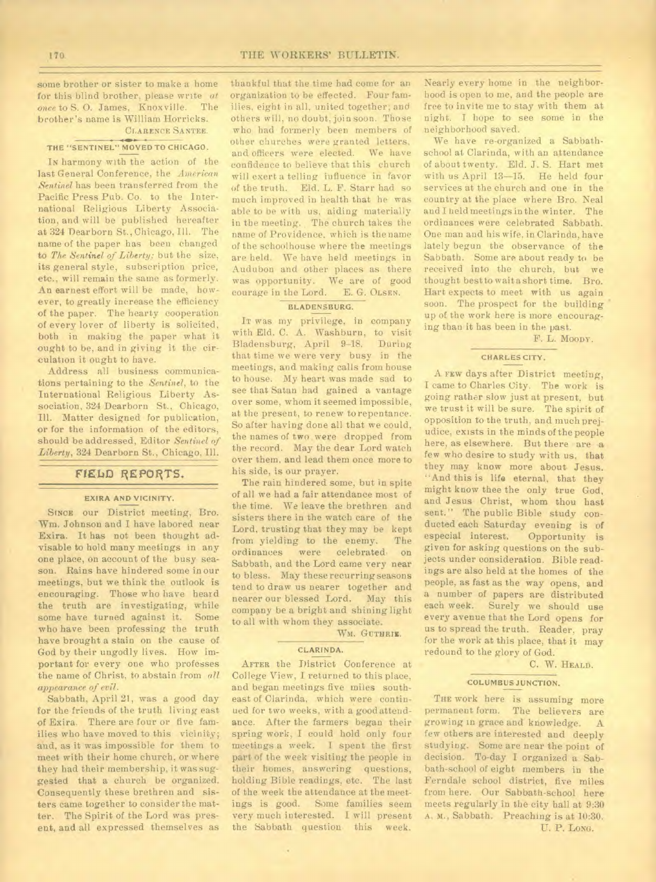some brother or sister to make a home for this blind brother, please write *at once* to S. O. James, Knoxville. The brother's name is William Horricks.

CLARENCE SANTEE.

### THE "SENTINEL" MOVED TO CHICAGO.

In harmony with the action of the last General Conference, the *American Sentinel* has been transferred from the Pacific Press Pub. Co. to the International Religious Liberty Association, and will be published hereafter at 324 Dearborn St., Chicago, Ill. The name of the paper has been changed to *The Sentinel of Liberty*; but the size, its general style, subscription price, etc., will remain the same as formerly. An earnest effort will be made, however, to greatly increase the efficiency of the paper. The hearty cooperation of every lover of liberty is solicited, both in making the paper what it ought to be, and in giving it the circulation it ought to have.

Address all business communications pertaining to the *Sentinel*, to the International Religious Liberty Association, 324 Dearborn St., Chicago, Ill. Matter designed for publication, or for the information of the editors, should be addressed, Editor *Sentinel of Liberty*, 324 Dearborn St., Chicago, Ill.

## FIELD REPORTS.

### EXIRA AND VICINITY.

Since our District meeting, Bro. Wm. Johnson and I have labored near Exira. It has not been thought advisable to hold many meetings in any one place, on account of the busy season. Rains have hindered some in our meetings, but we think the outlook is encouraging. Those who have heard the truth are investigating, while some have turned against it. Some who have been professing the truth have brought a stain on the cause of God by their ungodly lives. How important for every one who professes the name of Christ, to abstain from *all appearance of evil*.

Sabbath, April 21, was a good day for the friends of the truth living east of Exira. There are four or five families who have moved to this vicinity; and, as it was impossible for them to meet with their home church, or where they had their membership, it was suggested that a church be organized. Consequently these brethren and sisters came together to consider the matter. The Spirit of the Lord was present, and all expressed themselves as thankful that the time had come for an organization to be effected. Four families, eight in all, united together; and others will, no doubt, join soon. Those who had formerly been members of other churches were granted letters, and officers were elected. We have confidence to believe that this church will exert a telling influence in favor of the truth. Eld. L. F. Starr had so much improved in health that he was able to be with us, aiding materially in the meeting. The church takes the name of Providence, which is the name of the schoolhouse where the meetings are held. We have held meetings in Audubon and other places as there was opportunity. We are of good courage in the Lord. E. G. OLSEN.

### BLADENSBURG.

It was my privilege, in company with Eld. C. A. Washburn, to visit Bladensburg, April 9-18. During that time we were very busy in the meetings, and making calls from house to house. My heart was made sad to see that Satan had gained a vantage over some, whom it seemed impossible, at the present, to renew to repentance. So after having done all that we could, the names of two were dropped from the record. May the dear Lord watch over them, and lead them once more to his side, is our prayer.

The rain hindered some, but in spite of all we had a fair attendance most of the time. We leave the brethren and sisters there in the watch care of the Lord, trusting that they may be kept from yielding to the enemy. The ordinances were celebrated on Sabbath, and the Lord came very near to bless. May these recurring seasons tend to draw us nearer together and nearer our blessed Lord. May this company be a bright and shining light to all with whom they associate.

WM. GUTHRIE.

### CLARINDA.

After the District Conference at College View, I returned to this place, and began meetings five miles southeast of Clarinda, which were continued for two weeks, with a good attendance. After the farmers began their spring work, I could hold only four meetings a week. I spent the first part of the week visiting the people in their homes, answering questions, holding Bible readings, etc. The last of the week the attendance at the meetings is good. Some families seem very much interested. I will present the Sabbath question this week. Nearly every home in the neighborhood is open to me, and the people are free to invite me to stay with them at night. I hope to see some in the neighborhood saved.

We have re-organized a Sabbath-school at Clarinda, with an attendance of about twenty. Eld. J. S. Hart met with us April 13—15. He held four services at the church and one in the country at the place where Bro. Neal and I held meetings in the winter. The ordinances were celebrated Sabbath. One man and his wife, in Clarinda, have lately begun the observance of the Sabbath. Some are about ready to be received into the church, but we thought best to wait a short time. Bro. Hart expects to meet with us again soon. The prospect for the building up of the work here is more encouraging than it has been in the past.

F. L. MOODY.

### CHARLES CITY.

A few days after District meeting, I came to Charles City. The work is going rather slow just at present, but we trust it will be sure. The spirit of opposition to the truth, and much prejudice, exists in the minds of the people here, as elsewhere. But there are a few who desire to study with us, that they may know more about Jesus. "And this is life eternal, that they might know thee the only true God, and Jesus Christ, whom thou hast sent." The public Bible study conducted each Saturday evening is of especial interest. Opportunity is given for asking questions on the subjects under consideration. Bible readings are also held at the homes of the people, as fast as the way opens, and a number of papers are distributed each week. Surely we should use every avenue that the Lord opens for us to spread the truth. Reader, pray for the work at this place, that it may redound to the glory of God.

C. W. HEALD.

### COLUMBUS JUNCTION.

The work here is assuming more permanent form. The believers are growing in grace and knowledge. A few others are interested and deeply studying. Some are near the point of decision. To-day I organized a Sabbath-school of eight members in the Ferndale school district, five miles from here. Our Sabbath-school here meets regularly in the city hall at 9:30 A. M., Sabbath. Preaching is at 10:30.

U. P. LONG.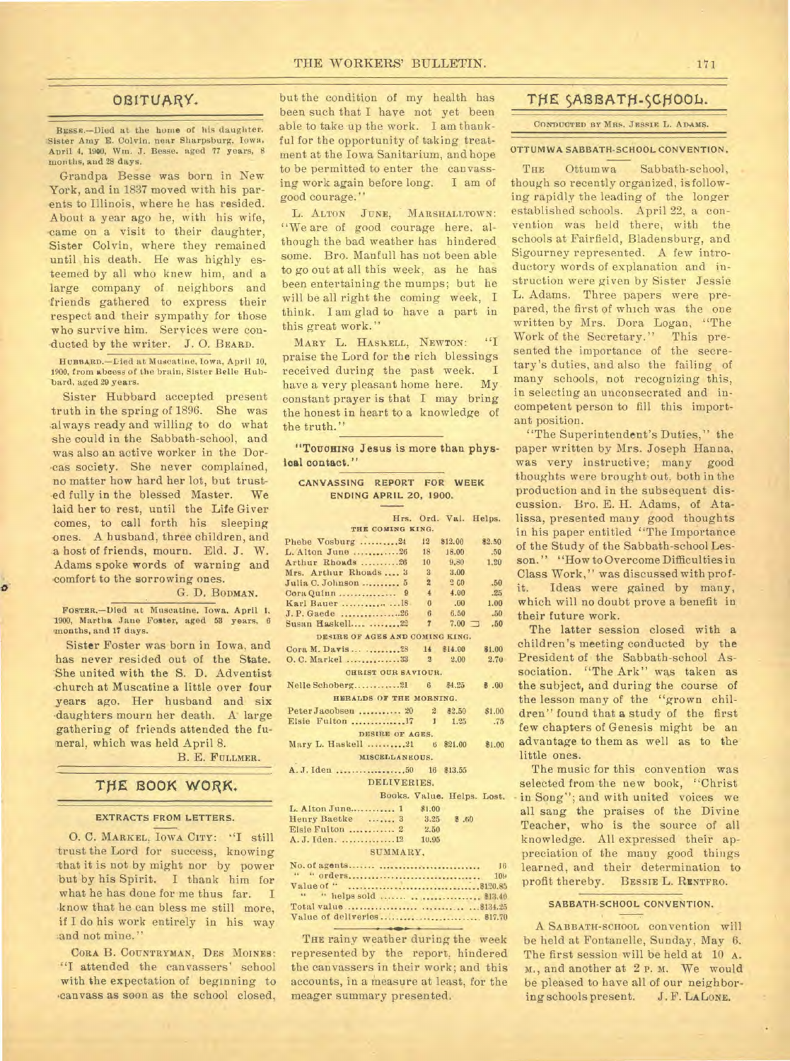## OBITUARY.

BESSE.—Died at the home of his daughter, Sister Amy E. Colvin, near Sharpsburg, Iowa, April 4, 1900, Wm. J. Besse, aged 77 years, 8 months, and 28 days.

Grandpa Besse was born in New York, and in 1837 moved with his parents to Illinois, where he has resided. About a year ago he, with his wife, came on a visit to their daughter, Sister Colvin, where they remained until his death. He was highly esteemed by all who knew him, and a large company of neighbors and friends gathered to express their respect and their sympathy for those who survive him. Services were conducted by the writer. J. O. BEARD.

HUBBARD.—Died at Muscatine, Iowa, April 10, 1900, from abcess of the brain, Sister Belle Hubbard, aged 29 years.

Sister Hubbard accepted present truth in the spring of 1896. She was always ready and willing to do what she could in the Sabbath-school, and was also an active worker in the Dorcas society. She never complained, no matter how hard her lot, but trusted fully in the blessed Master. We laid her to rest, until the Life Giver comes, to call forth his sleeping ones. A husband, three children, and a host of friends, mourn. Eld. J. W. Adams spoke words of warning and comfort to the sorrowing ones.

G. D. BODMAN.

FOSTER.—Died at Muscatine, Iowa, April 1, 1900, Martha Jane Foster, aged 53 years, 6 months, and 17 days.

Sister Foster was born in Iowa, and has never resided out of the State. She united with the S. D. Adventist church at Muscatine a little over four years ago. Her husband and six daughters mourn her death. A large gathering of friends attended the funeral, which was held April 8.

B. E. FULLMER.

## THE BOOK WORK.

### EXTRACTS FROM LETTERS.

O. C. MARKEL, IOWA CITY: "I still trust the Lord for success, knowing that it is not by might nor by power but by his Spirit. I thank him for what he has done for me thus far. I know that he can bless me still more, if I do his work entirely in his way and not mine."

CORA B. COUNTRYMAN, DES MOINES: "I attended the canvassers' school with the expectation of beginning to canvass as soon as the school closed, but the condition of my health has been such that I have not yet been able to take up the work. I am thankful for the opportunity of taking treatment at the Iowa Sanitarium, and hope to be permitted to enter the canvassing work again before long. I am of good courage."

L. ALTON JUNE, MARSHALLTOWN: "We are of good courage here, although the bad weather has hindered some. Bro. Manfull has not been able to go out at all this week, as he has been entertaining the mumps; but he will be all right the coming week, I think. I am glad to have a part in this great work."

MARY L. HASKELL, NEWTON: "I praise the Lord for the rich blessings received during the past week. I have a very pleasant home here. My constant prayer is that I may bring the honest in heart to a knowledge of the truth."

**"TOUCHING Jesus is more than physical contact."**

### CANVASSING REPORT FOR WEEK ENDING APRIL 20, 1900.

| | Hrs. | Ord. | Val. | Helps. |
|---|---|---|---|---|
| THE COMING KING. | | | | |
| Phebe Vosburg | 24 | 12 | $12.00 | $2.50 |
| L. Alton June | 26 | 18 | 18.00 | .50 |
| Arthur Rhoads | 26 | 10 | 9.80 | 1.20 |
| Mrs. Arthur Rhoads | 3 | 3 | 3.00 | |
| Julia C. Johnson | 5 | 2 | 2.00 | .50 |
| Cora Quinn | 9 | 4 | 4.00 | .25 |
| Karl Bauer | 18 | 0 | .00 | 1.00 |
| J. P. Gaede | 26 | 6 | 6.50 | .50 |
| Susan Haskell | 22 | 7 | 7.00 | .50 |
| DESIRE OF AGES AND COMING KING. | | | | |
| Cora M. Davis | 28 | 14 | $14.00 | $1.00 |
| O. C. Markel | 33 | 3 | 2.00 | 2.70 |
| CHRIST OUR SAVIOUR. | | | | |
| Nelle Schoberg | 21 | 6 | $4.25 | $ .00 |
| HERALDS OF THE MORNING. | | | | |
| Peter Jacobsen | 20 | 2 | $2.50 | $1.00 |
| Elsie Fulton | 17 | 1 | 1.25 | .75 |
| DESIRE OF AGES. | | | | |
| Mary L. Haskell | 21 | 6 | $21.00 | $1.00 |
| MISCELLANEOUS. | | | | |
| A. J. Iden | 50 | 16 | $13.55 | |

DELIVERIES.

| | Books. | Value. | Helps. | Lost. |
|---|---|---|---|---|
| L. Alton June | 1 | $1.00 | | |
| Henry Baetke | 3 | 3.25 | $ .60 | |
| Elsie Fulton | 2 | 2.50 | | |
| A. J. Iden | 12 | 10.95 | | |

SUMMARY.

| | |
|---|---|
| No. of agents | 16 |
| " " orders | 109 |
| Value of " | $120.85 |
| " " helps sold | $13.40 |
| Total value | $134.25 |
| Value of deliveries | $17.70 |

THE rainy weather during the week represented by the report, hindered the canvassers in their work; and this accounts, in a measure at least, for the meager summary presented.

## THE SABBATH-SCHOOL.

CONDUCTED BY MRS. JESSIE L. ADAMS.

### OTTUMWA SABBATH-SCHOOL CONVENTION.

THE Ottumwa Sabbath-school, though so recently organized, is following rapidly the leading of the longer established schools. April 22, a convention was held there, with the schools at Fairfield, Bladensburg, and Sigourney represented. A few introductory words of explanation and instruction were given by Sister Jessie L. Adams. Three papers were prepared, the first of which was the one written by Mrs. Dora Logan, "The Work of the Secretary." This presented the importance of the secretary's duties, and also the failing of many schools, not recognizing this, in selecting an unconsecrated and incompetent person to fill this important position.

"The Superintendent's Duties," the paper written by Mrs. Joseph Hanna, was very instructive; many good thoughts were brought out, both in the production and in the subsequent discussion. Bro. E. H. Adams, of Atalissa, presented many good thoughts in his paper entitled "The Importance of the Study of the Sabbath-school Lesson." "How to Overcome Difficulties in Class Work," was discussed with profit. Ideas were gained by many, which will no doubt prove a benefit in their future work.

The latter session closed with a children's meeting conducted by the President of the Sabbath-school Association. "The Ark" was taken as the subject, and during the course of the lesson many of the "grown children" found that a study of the first few chapters of Genesis might be an advantage to them as well as to the little ones.

The music for this convention was selected from the new book, "Christ in Song"; and with united voices we all sang the praises of the Divine Teacher, who is the source of all knowledge. All expressed their appreciation of the many good things learned, and their determination to profit thereby. BESSIE L. RENTFRO.

### SABBATH-SCHOOL CONVENTION.

A SABBATH-SCHOOL convention will be held at Fontanelle, Sunday, May 6. The first session will be held at 10 A. M., and another at 2 P. M. We would be pleased to have all of our neighboring schools present. J. F. LALONE.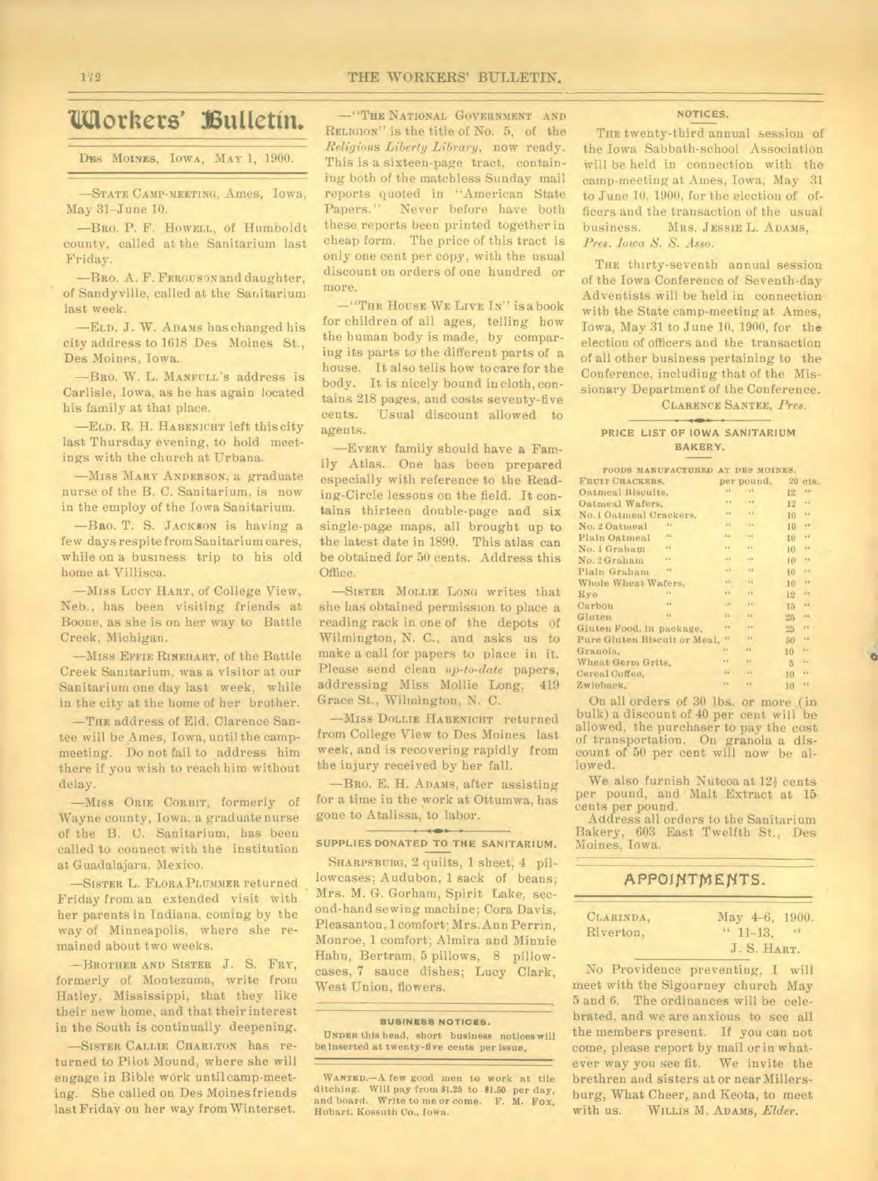# Workers' Bulletin.

DES MOINES, IOWA, MAY 1, 1900.

—STATE CAMP-MEETING, Ames, Iowa, May 31–June 10.

—BRO. P. F. HOWELL, of Humboldt county, called at the Sanitarium last Friday.

—BRO. A. F. FERGUSON and daughter, of Sandyville, called at the Sanitarium last week.

—ELD. J. W. ADAMS has changed his city address to 1618 Des Moines St., Des Moines, Iowa.

—BRO. W. L. MANFULL'S address is Carlisle, Iowa, as he has again located his family at that place.

—ELD. R. H. HABENICHT left this city last Thursday evening, to hold meetings with the church at Urbana.

—MISS MARY ANDERSON, a graduate nurse of the B. C. Sanitarium, is now in the employ of the Iowa Sanitarium.

—BRO. T. S. JACKSON is having a few days respite from Sanitarium cares, while on a business trip to his old home at Villisca.

—MISS LUCY HART, of College View, Neb., has been visiting friends at Boone, as she is on her way to Battle Creek, Michigan.

—MISS EFFIE RINEHART, of the Battle Creek Sanitarium, was a visitor at our Sanitarium one day last week, while in the city at the home of her brother.

—THE address of Eld. Clarence Santee will be Ames, Iowa, until the camp-meeting. Do not fail to address him there if you wish to reach him without delay.

—MISS ORIE CORBIT, formerly of Wayne county, Iowa, a graduate nurse of the B. C. Sanitarium, has been called to connect with the institution at Guadalajara, Mexico.

—SISTER L. FLORA PLUMMER returned Friday from an extended visit with her parents in Indiana, coming by the way of Minneapolis, where she remained about two weeks.

—BROTHER AND SISTER J. S. FRY, formerly of Montezuma, write from Hatley, Mississippi, that they like their new home, and that their interest in the South is continually deepening.

—SISTER CALLIE CHARLTON has returned to Pilot Mound, where she will engage in Bible work until camp-meeting. She called on Des Moines friends last Friday on her way from Winterset.

—"THE NATIONAL GOVERNMENT AND RELIGION" is the title of No. 5, of the *Religious Liberty Library*, now ready. This is a sixteen-page tract, containing both of the matchless Sunday mail reports quoted in "American State Papers." Never before have both these reports been printed together in cheap form. The price of this tract is only one cent per copy, with the usual discount on orders of one hundred or more.

—"THE HOUSE WE LIVE IN" is a book for children of all ages, telling how the human body is made, by comparing its parts to the different parts of a house. It also tells how to care for the body. It is nicely bound in cloth, contains 218 pages, and costs seventy-five cents. Usual discount allowed to agents.

—EVERY family should have a Family Atlas. One has been prepared especially with reference to the Reading-Circle lessons on the field. It contains thirteen double-page and six single-page maps, all brought up to the latest date in 1899. This atlas can be obtained for 50 cents. Address this Office.

—SISTER MOLLIE LONG writes that she has obtained permission to place a reading rack in one of the depots of Wilmington, N. C., and asks us to make a call for papers to place in it. Please send clean *up-to-date* papers, addressing Miss Mollie Long, 419 Grace St., Wilmington, N. C.

—MISS DOLLIE HABENICHT returned from College View to Des Moines last week, and is recovering rapidly from the injury received by her fall.

—BRO. E. H. ADAMS, after assisting for a time in the work at Ottumwa, has gone to Atalissa, to labor.

## SUPPLIES DONATED TO THE SANITARIUM.

SHARPSBURG, 2 quilts, 1 sheet, 4 pillowcases; Audubon, 1 sack of beans; Mrs. M. G. Gorham, Spirit Lake, second-hand sewing machine; Cora Davis, Pleasanton, 1 comfort; Mrs. Ann Perrin, Monroe, 1 comfort; Almira and Minnie Hahn, Bertram, 5 pillows, 8 pillowcases, 7 sauce dishes; Lucy Clark, West Union, flowers.

## BUSINESS NOTICES.

UNDER this head, short business notices will be inserted at twenty-five cents per issue.

WANTED.—A few good men to work at tile ditching. Will pay from $1.25 to $1.50 per day, and board. Write to me or come. F. M. Fox, Hobart, Kossuth Co., Iowa.

## NOTICES.

THE twenty-third annual session of the Iowa Sabbath-school Association will be held in connection with the camp-meeting at Ames, Iowa, May 31 to June 10, 1900, for the election of officers and the transaction of the usual business. MRS. JESSIE L. ADAMS, *Pres. Iowa S. S. Asso.*

THE thirty-seventh annual session of the Iowa Conference of Seventh-day Adventists will be held in connection with the State camp-meeting at Ames, Iowa, May 31 to June 10, 1900, for the election of officers and the transaction of all other business pertaining to the Conference, including that of the Missionary Department of the Conference.

CLARENCE SANTEE, *Pres.*

## PRICE LIST OF IOWA SANITARIUM BAKERY.

FOODS MANUFACTURED AT DES MOINES.

| | | |
|---|---|---|
| Fruit Crackers, | per pound, | 20 cts. |
| Oatmeal Biscuits, | " " | 12 " |
| Oatmeal Wafers, | " " | 12 " |
| No. 1 Oatmeal Crackers, | " " | 10 " |
| No. 2 Oatmeal " | " " | 10 " |
| Plain Oatmeal " | " " | 10 " |
| No. 1 Graham " | " " | 10 " |
| No. 2 Graham " | " " | 10 " |
| Plain Graham " | " " | 10 " |
| Whole Wheat Wafers, | " " | 10 " |
| Rye " | " " | 12 " |
| Carbon " | " " | 15 " |
| Gluten " | " " | 25 " |
| Gluten Food, in package, | " " | 25 " |
| Pure Gluten Biscuit or Meal, | " " | 50 " |
| Granola, | " " | 10 " |
| Wheat Germ Grits, | " " | 5 " |
| Cereal Coffee, | " " | 10 " |
| Zwieback, | " " | 10 " |

On all orders of 30 lbs. or more (in bulk) a discount of 40 per cent will be allowed, the purchaser to pay the cost of transportation. On granola a discount of 50 per cent will now be allowed.

We also furnish Nutcoa at 12½ cents per pound, and Malt Extract at 15 cents per pound.

Address all orders to the Sanitarium Bakery, 603 East Twelfth St., Des Moines, Iowa.

## APPOINTMENTS.

| | |
|---|---|
| CLARINDA, | May 4-6, 1900. |
| Riverton, | " 11-13, " |

J. S. HART.

No Providence preventing, I will meet with the Sigourney church May 5 and 6. The ordinances will be celebrated, and we are anxious to see all the members present. If you can not come, please report by mail or in whatever way you see fit. We invite the brethren and sisters at or near Millersburg, What Cheer, and Keota, to meet with us. WILLIS M. ADAMS, *Elder.*